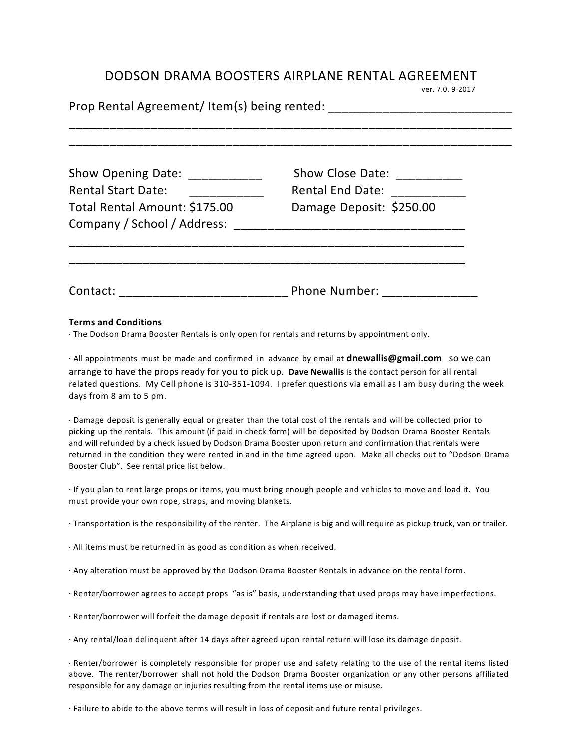# DODSON DRAMA BOOSTERS AIRPLANE RENTAL AGREEMENT

ver. 7.0. 9-2017

Prop Rental Agreement/ Item(s) being rented: ___________________________
_________________________________________________________________________
_________________________________________________________________________

Show Opening Date: ___________ Show Close Date: __________
Rental Start Date: ___________ Rental End Date: ___________
Total Rental Amount: $175.00 Damage Deposit: $250.00
Company / School / Address: __________________________________
_________________________________________________________________
_________________________________________________________________

Contact: _________________________ Phone Number: ______________

**Terms and Conditions**

·· The Dodson Drama Booster Rentals is only open for rentals and returns by appointment only.

·· All appointments must be made and confirmed in advance by email at **dnewallis@gmail.com** so we can arrange to have the props ready for you to pick up. **Dave Newallis** is the contact person for all rental related questions. My Cell phone is 310-351-1094. I prefer questions via email as I am busy during the week days from 8 am to 5 pm.

·· Damage deposit is generally equal or greater than the total cost of the rentals and will be collected prior to picking up the rentals. This amount (if paid in check form) will be deposited by Dodson Drama Booster Rentals and will refunded by a check issued by Dodson Drama Booster upon return and confirmation that rentals were returned in the condition they were rented in and in the time agreed upon. Make all checks out to "Dodson Drama Booster Club". See rental price list below.

·· If you plan to rent large props or items, you must bring enough people and vehicles to move and load it. You must provide your own rope, straps, and moving blankets.

·· Transportation is the responsibility of the renter. The Airplane is big and will require as pickup truck, van or trailer.

·· All items must be returned in as good as condition as when received.

·· Any alteration must be approved by the Dodson Drama Booster Rentals in advance on the rental form.

·· Renter/borrower agrees to accept props "as is" basis, understanding that used props may have imperfections.

·· Renter/borrower will forfeit the damage deposit if rentals are lost or damaged items.

·· Any rental/loan delinquent after 14 days after agreed upon rental return will lose its damage deposit.

·· Renter/borrower is completely responsible for proper use and safety relating to the use of the rental items listed above. The renter/borrower shall not hold the Dodson Drama Booster organization or any other persons affiliated responsible for any damage or injuries resulting from the rental items use or misuse.

·· Failure to abide to the above terms will result in loss of deposit and future rental privileges.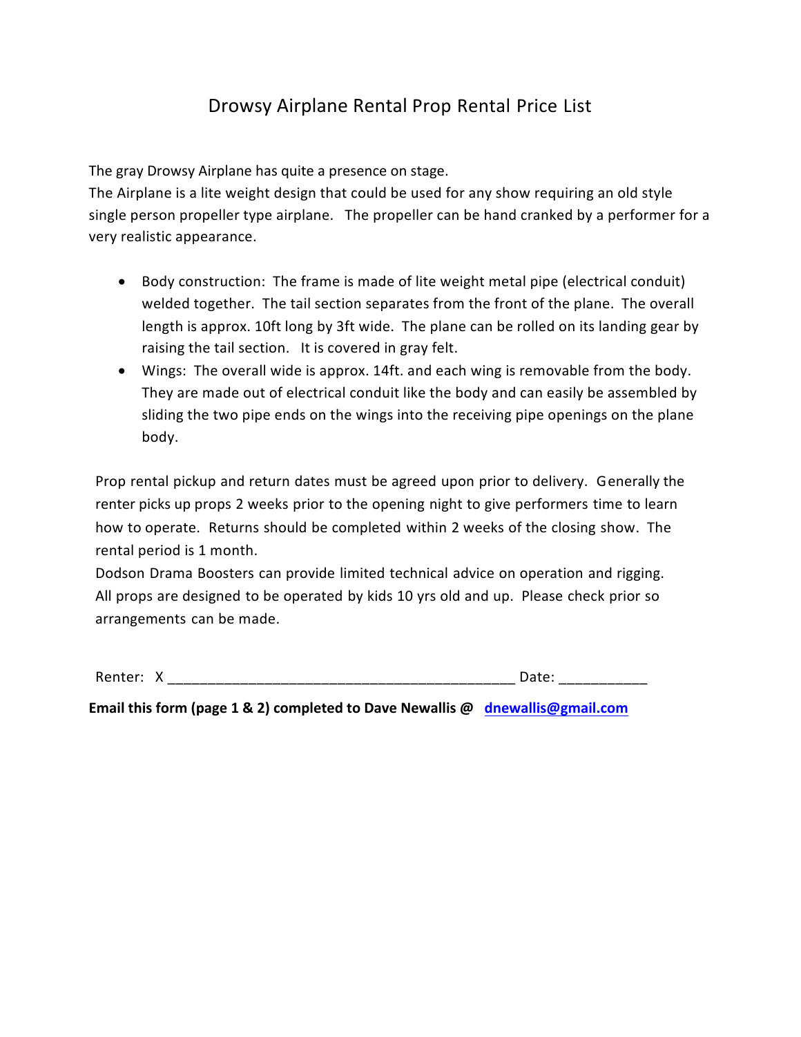# Drowsy Airplane Rental Prop Rental Price List

The gray Drowsy Airplane has quite a presence on stage.
The Airplane is a lite weight design that could be used for any show requiring an old style single person propeller type airplane. The propeller can be hand cranked by a performer for a very realistic appearance.

- Body construction: The frame is made of lite weight metal pipe (electrical conduit) welded together. The tail section separates from the front of the plane. The overall length is approx. 10ft long by 3ft wide. The plane can be rolled on its landing gear by raising the tail section. It is covered in gray felt.
- Wings: The overall wide is approx. 14ft. and each wing is removable from the body. They are made out of electrical conduit like the body and can easily be assembled by sliding the two pipe ends on the wings into the receiving pipe openings on the plane body.

Prop rental pickup and return dates must be agreed upon prior to delivery. Generally the renter picks up props 2 weeks prior to the opening night to give performers time to learn how to operate. Returns should be completed within 2 weeks of the closing show. The rental period is 1 month.
Dodson Drama Boosters can provide limited technical advice on operation and rigging. All props are designed to be operated by kids 10 yrs old and up. Please check prior so arrangements can be made.

Renter: X ___________________________________________ Date: ___________

**Email this form (page 1 & 2) completed to Dave Newallis @ [dnewallis@gmail.com](mailto:dnewallis@gmail.com)**